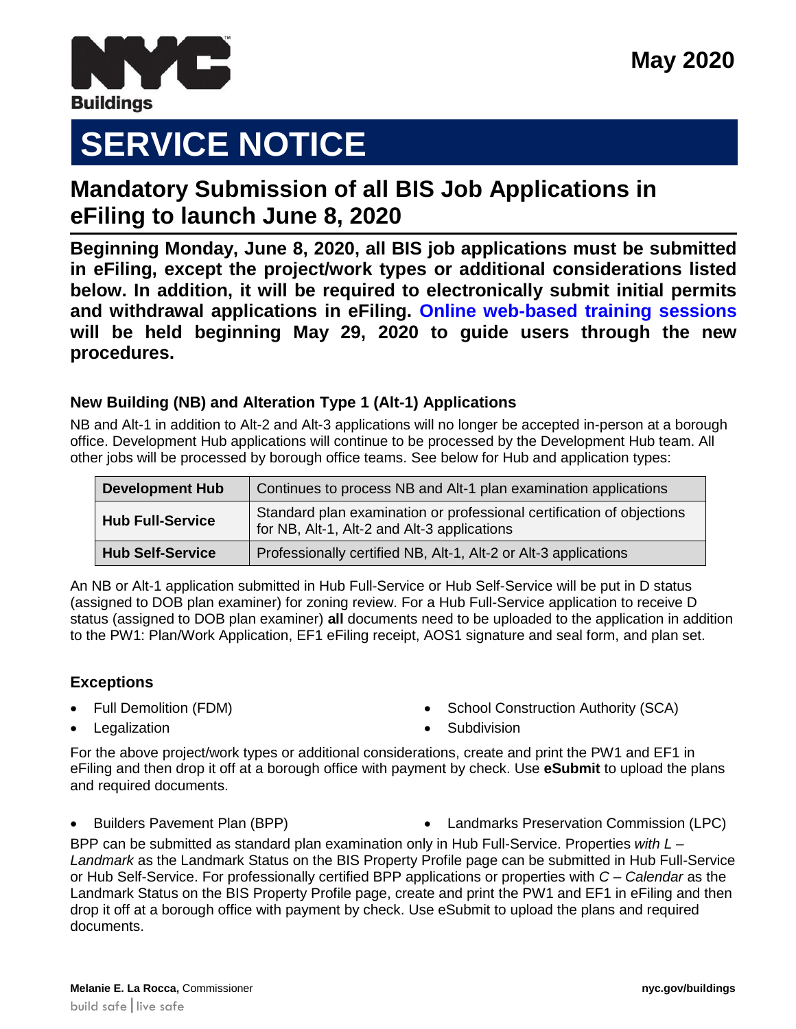May 2020

# SERVICE NOTICE

## Mandatory Submission of all BIS Job Applications in eFiling to launch June 8, 2020

**Beginning Monday, June 8, 2020, all BIS job applications must be submitted in eFiling, except the project/work types or additional considerations listed below. In addition, it will be required to electronically submit initial permits and withdrawal applications in eFiling. Online web-based training sessions will be held beginning May 29, 2020 to guide users through the new procedures.**

### New Building (NB) and Alteration Type 1 (Alt-1) Applications

NB and Alt-1 in addition to Alt-2 and Alt-3 applications will no longer be accepted in-person at a borough office. Development Hub applications will continue to be processed by the Development Hub team. All other jobs will be processed by borough office teams. See below for Hub and application types:

| | |
|---|---|
| **Development Hub** | Continues to process NB and Alt-1 plan examination applications |
| **Hub Full-Service** | Standard plan examination or professional certification of objections for NB, Alt-1, Alt-2 and Alt-3 applications |
| **Hub Self-Service** | Professionally certified NB, Alt-1, Alt-2 or Alt-3 applications |

An NB or Alt-1 application submitted in Hub Full-Service or Hub Self-Service will be put in D status (assigned to DOB plan examiner) for zoning review. For a Hub Full-Service application to receive D status (assigned to DOB plan examiner) **all** documents need to be uploaded to the application in addition to the PW1: Plan/Work Application, EF1 eFiling receipt, AOS1 signature and seal form, and plan set.

### Exceptions

- Full Demolition (FDM)
- Legalization
- School Construction Authority (SCA)
- Subdivision

For the above project/work types or additional considerations, create and print the PW1 and EF1 in eFiling and then drop it off at a borough office with payment by check. Use **eSubmit** to upload the plans and required documents.

- Builders Pavement Plan (BPP)
- Landmarks Preservation Commission (LPC)

BPP can be submitted as standard plan examination only in Hub Full-Service. Properties *with L – Landmark* as the Landmark Status on the BIS Property Profile page can be submitted in Hub Full-Service or Hub Self-Service. For professionally certified BPP applications or properties with *C – Calendar* as the Landmark Status on the BIS Property Profile page, create and print the PW1 and EF1 in eFiling and then drop it off at a borough office with payment by check. Use eSubmit to upload the plans and required documents.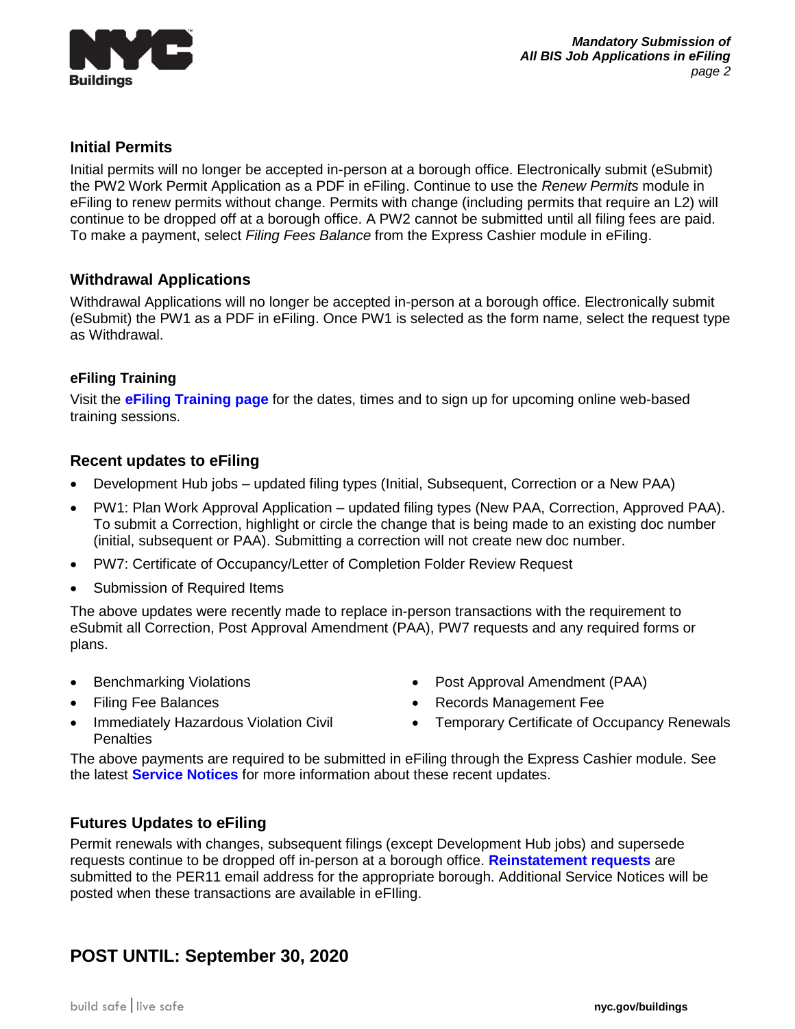## Initial Permits

Initial permits will no longer be accepted in-person at a borough office. Electronically submit (eSubmit) the PW2 Work Permit Application as a PDF in eFiling. Continue to use the *Renew Permits* module in eFiling to renew permits without change. Permits with change (including permits that require an L2) will continue to be dropped off at a borough office. A PW2 cannot be submitted until all filing fees are paid. To make a payment, select *Filing Fees Balance* from the Express Cashier module in eFiling.

## Withdrawal Applications

Withdrawal Applications will no longer be accepted in-person at a borough office. Electronically submit (eSubmit) the PW1 as a PDF in eFiling. Once PW1 is selected as the form name, select the request type as Withdrawal.

### eFiling Training

Visit the **eFiling Training page** for the dates, times and to sign up for upcoming online web-based training sessions.

## Recent updates to eFiling

- Development Hub jobs – updated filing types (Initial, Subsequent, Correction or a New PAA)
- PW1: Plan Work Approval Application – updated filing types (New PAA, Correction, Approved PAA). To submit a Correction, highlight or circle the change that is being made to an existing doc number (initial, subsequent or PAA). Submitting a correction will not create new doc number.
- PW7: Certificate of Occupancy/Letter of Completion Folder Review Request
- Submission of Required Items

The above updates were recently made to replace in-person transactions with the requirement to eSubmit all Correction, Post Approval Amendment (PAA), PW7 requests and any required forms or plans.

- Benchmarking Violations
- Filing Fee Balances
- Immediately Hazardous Violation Civil Penalties
- Post Approval Amendment (PAA)
- Records Management Fee
- Temporary Certificate of Occupancy Renewals

The above payments are required to be submitted in eFiling through the Express Cashier module. See the latest **Service Notices** for more information about these recent updates.

## Futures Updates to eFiling

Permit renewals with changes, subsequent filings (except Development Hub jobs) and supersede requests continue to be dropped off in-person at a borough office. **Reinstatement requests** are submitted to the PER11 email address for the appropriate borough. Additional Service Notices will be posted when these transactions are available in eFIling.

# POST UNTIL: September 30, 2020